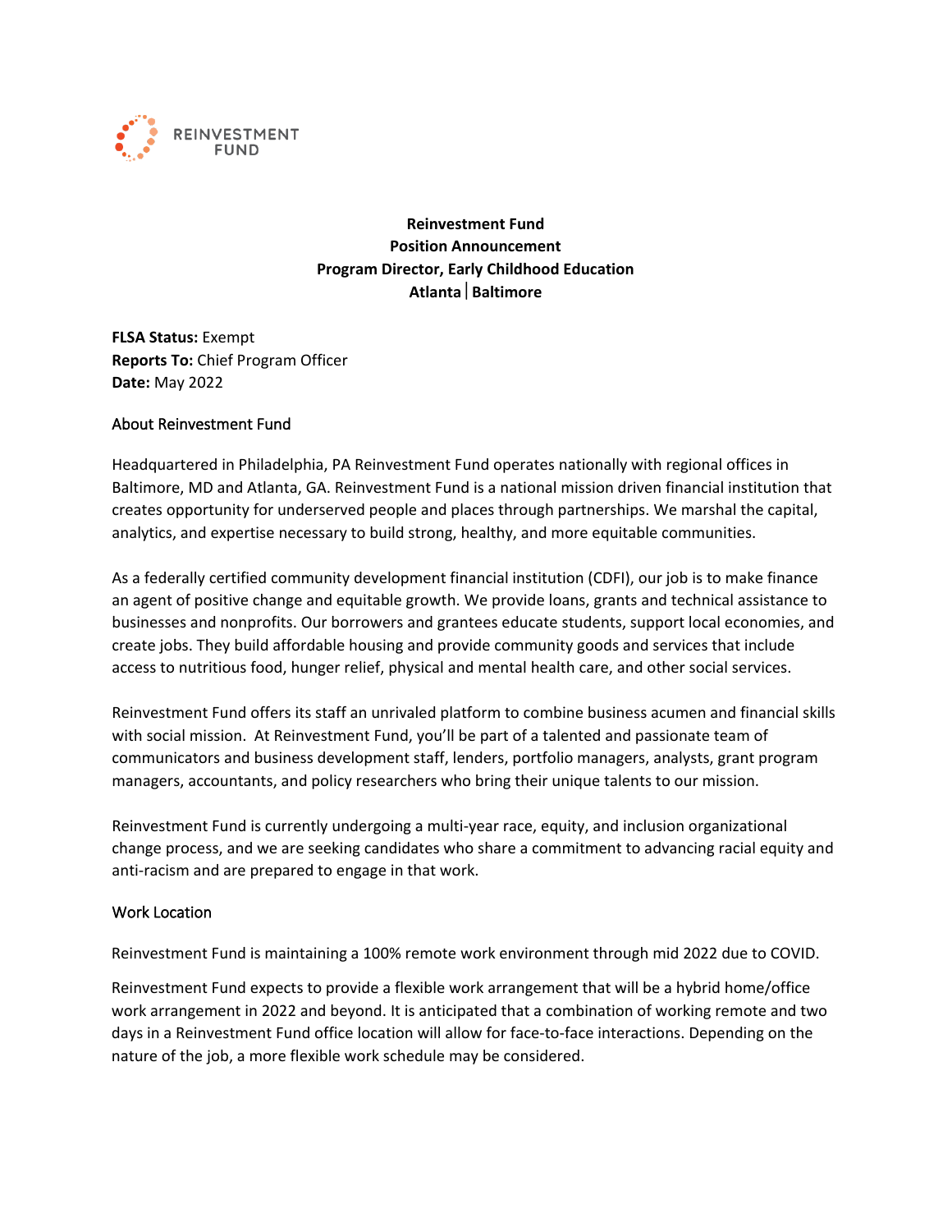REINVESTMENT FUND

**Reinvestment Fund**
**Position Announcement**
**Program Director, Early Childhood Education**
**Atlanta | Baltimore**

**FLSA Status:** Exempt
**Reports To:** Chief Program Officer
**Date:** May 2022

## About Reinvestment Fund

Headquartered in Philadelphia, PA Reinvestment Fund operates nationally with regional offices in Baltimore, MD and Atlanta, GA. Reinvestment Fund is a national mission driven financial institution that creates opportunity for underserved people and places through partnerships. We marshal the capital, analytics, and expertise necessary to build strong, healthy, and more equitable communities.

As a federally certified community development financial institution (CDFI), our job is to make finance an agent of positive change and equitable growth. We provide loans, grants and technical assistance to businesses and nonprofits. Our borrowers and grantees educate students, support local economies, and create jobs. They build affordable housing and provide community goods and services that include access to nutritious food, hunger relief, physical and mental health care, and other social services.

Reinvestment Fund offers its staff an unrivaled platform to combine business acumen and financial skills with social mission. At Reinvestment Fund, you'll be part of a talented and passionate team of communicators and business development staff, lenders, portfolio managers, analysts, grant program managers, accountants, and policy researchers who bring their unique talents to our mission.

Reinvestment Fund is currently undergoing a multi-year race, equity, and inclusion organizational change process, and we are seeking candidates who share a commitment to advancing racial equity and anti-racism and are prepared to engage in that work.

## Work Location

Reinvestment Fund is maintaining a 100% remote work environment through mid 2022 due to COVID.

Reinvestment Fund expects to provide a flexible work arrangement that will be a hybrid home/office work arrangement in 2022 and beyond. It is anticipated that a combination of working remote and two days in a Reinvestment Fund office location will allow for face-to-face interactions. Depending on the nature of the job, a more flexible work schedule may be considered.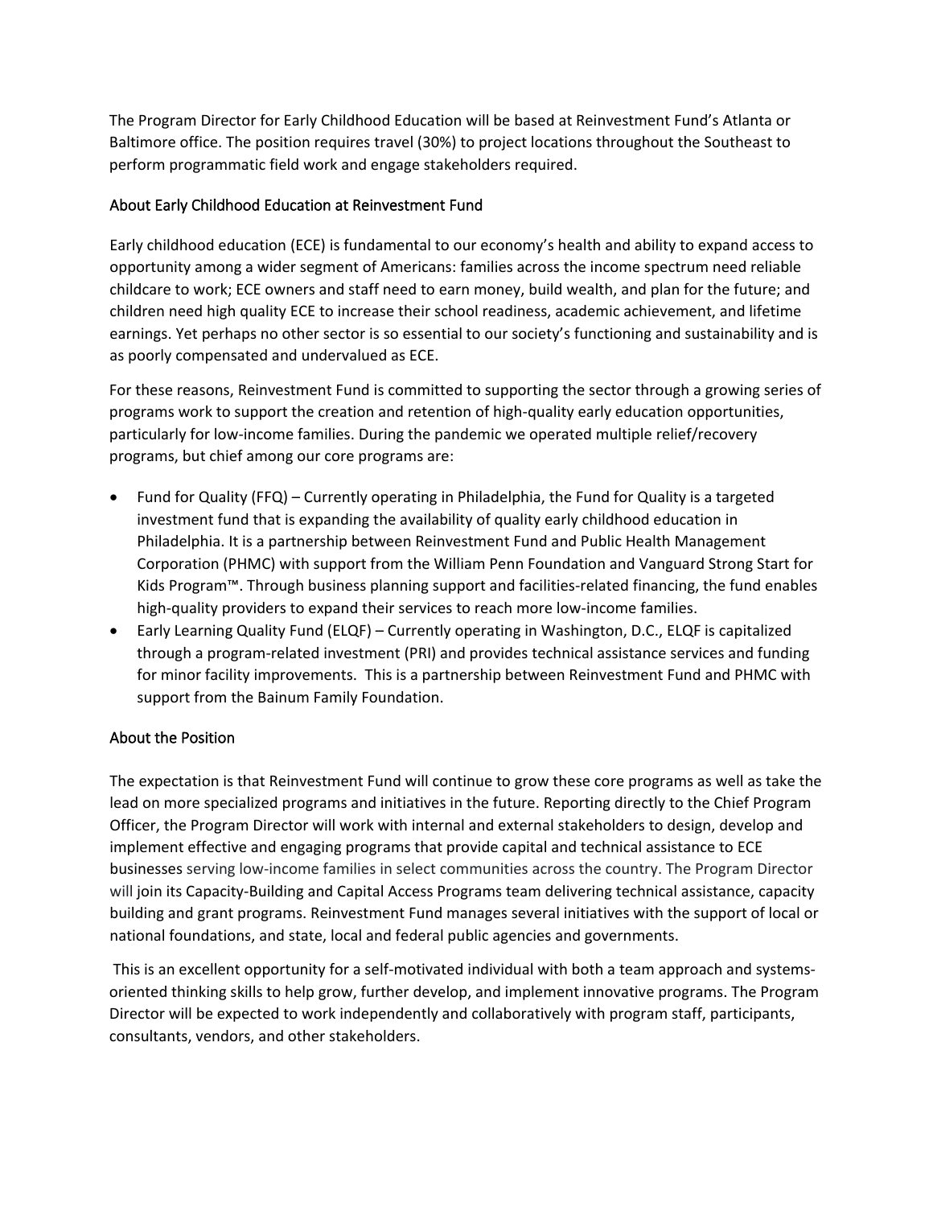The Program Director for Early Childhood Education will be based at Reinvestment Fund's Atlanta or Baltimore office. The position requires travel (30%) to project locations throughout the Southeast to perform programmatic field work and engage stakeholders required.

## About Early Childhood Education at Reinvestment Fund

Early childhood education (ECE) is fundamental to our economy's health and ability to expand access to opportunity among a wider segment of Americans: families across the income spectrum need reliable childcare to work; ECE owners and staff need to earn money, build wealth, and plan for the future; and children need high quality ECE to increase their school readiness, academic achievement, and lifetime earnings. Yet perhaps no other sector is so essential to our society's functioning and sustainability and is as poorly compensated and undervalued as ECE.

For these reasons, Reinvestment Fund is committed to supporting the sector through a growing series of programs work to support the creation and retention of high-quality early education opportunities, particularly for low-income families. During the pandemic we operated multiple relief/recovery programs, but chief among our core programs are:

- Fund for Quality (FFQ) – Currently operating in Philadelphia, the Fund for Quality is a targeted investment fund that is expanding the availability of quality early childhood education in Philadelphia. It is a partnership between Reinvestment Fund and Public Health Management Corporation (PHMC) with support from the William Penn Foundation and Vanguard Strong Start for Kids Program™. Through business planning support and facilities-related financing, the fund enables high-quality providers to expand their services to reach more low-income families.
- Early Learning Quality Fund (ELQF) – Currently operating in Washington, D.C., ELQF is capitalized through a program-related investment (PRI) and provides technical assistance services and funding for minor facility improvements. This is a partnership between Reinvestment Fund and PHMC with support from the Bainum Family Foundation.

## About the Position

The expectation is that Reinvestment Fund will continue to grow these core programs as well as take the lead on more specialized programs and initiatives in the future. Reporting directly to the Chief Program Officer, the Program Director will work with internal and external stakeholders to design, develop and implement effective and engaging programs that provide capital and technical assistance to ECE businesses serving low-income families in select communities across the country. The Program Director will join its Capacity-Building and Capital Access Programs team delivering technical assistance, capacity building and grant programs. Reinvestment Fund manages several initiatives with the support of local or national foundations, and state, local and federal public agencies and governments.

This is an excellent opportunity for a self-motivated individual with both a team approach and systems-oriented thinking skills to help grow, further develop, and implement innovative programs. The Program Director will be expected to work independently and collaboratively with program staff, participants, consultants, vendors, and other stakeholders.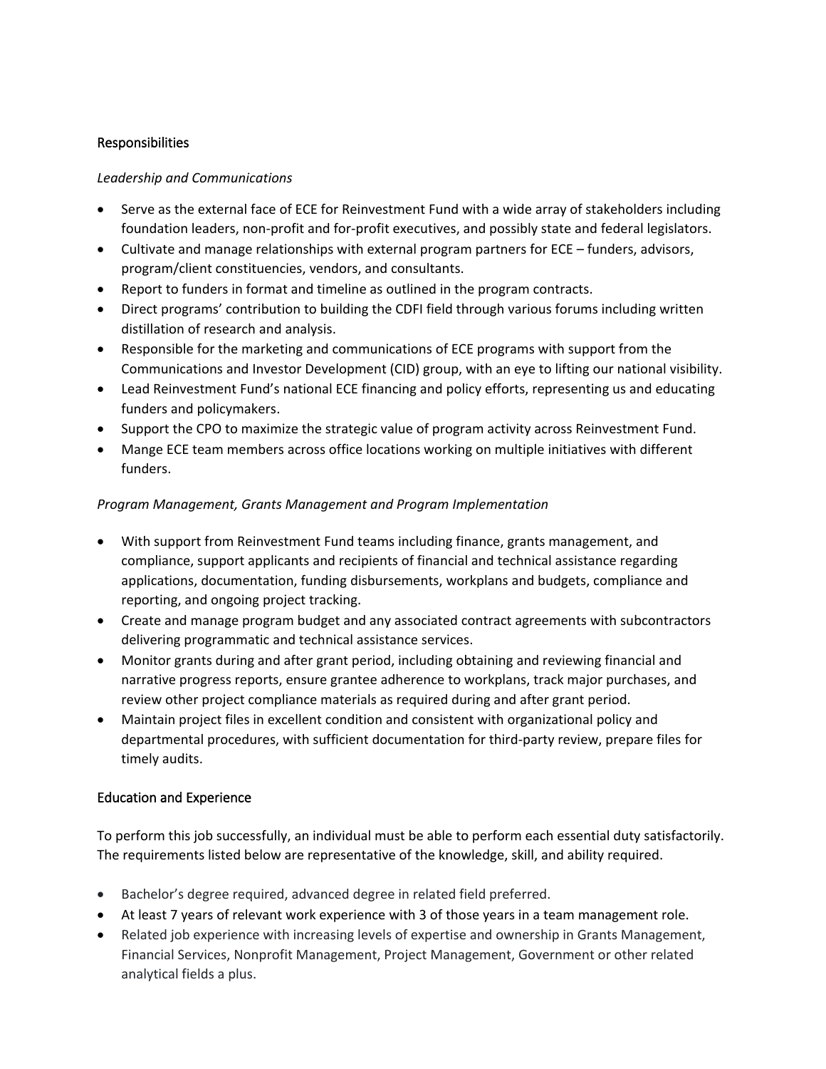## Responsibilities

*Leadership and Communications*

- Serve as the external face of ECE for Reinvestment Fund with a wide array of stakeholders including foundation leaders, non-profit and for-profit executives, and possibly state and federal legislators.
- Cultivate and manage relationships with external program partners for ECE – funders, advisors, program/client constituencies, vendors, and consultants.
- Report to funders in format and timeline as outlined in the program contracts.
- Direct programs' contribution to building the CDFI field through various forums including written distillation of research and analysis.
- Responsible for the marketing and communications of ECE programs with support from the Communications and Investor Development (CID) group, with an eye to lifting our national visibility.
- Lead Reinvestment Fund's national ECE financing and policy efforts, representing us and educating funders and policymakers.
- Support the CPO to maximize the strategic value of program activity across Reinvestment Fund.
- Mange ECE team members across office locations working on multiple initiatives with different funders.

*Program Management, Grants Management and Program Implementation*

- With support from Reinvestment Fund teams including finance, grants management, and compliance, support applicants and recipients of financial and technical assistance regarding applications, documentation, funding disbursements, workplans and budgets, compliance and reporting, and ongoing project tracking.
- Create and manage program budget and any associated contract agreements with subcontractors delivering programmatic and technical assistance services.
- Monitor grants during and after grant period, including obtaining and reviewing financial and narrative progress reports, ensure grantee adherence to workplans, track major purchases, and review other project compliance materials as required during and after grant period.
- Maintain project files in excellent condition and consistent with organizational policy and departmental procedures, with sufficient documentation for third-party review, prepare files for timely audits.

## Education and Experience

To perform this job successfully, an individual must be able to perform each essential duty satisfactorily. The requirements listed below are representative of the knowledge, skill, and ability required.

- Bachelor's degree required, advanced degree in related field preferred.
- At least 7 years of relevant work experience with 3 of those years in a team management role.
- Related job experience with increasing levels of expertise and ownership in Grants Management, Financial Services, Nonprofit Management, Project Management, Government or other related analytical fields a plus.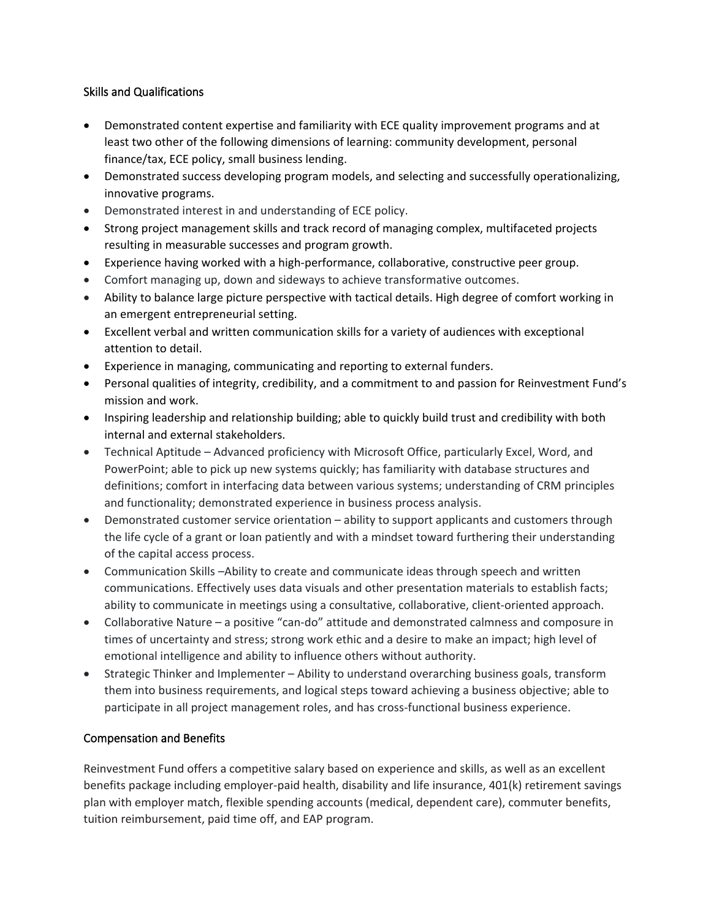## Skills and Qualifications

- Demonstrated content expertise and familiarity with ECE quality improvement programs and at least two other of the following dimensions of learning: community development, personal finance/tax, ECE policy, small business lending.
- Demonstrated success developing program models, and selecting and successfully operationalizing, innovative programs.
- Demonstrated interest in and understanding of ECE policy.
- Strong project management skills and track record of managing complex, multifaceted projects resulting in measurable successes and program growth.
- Experience having worked with a high-performance, collaborative, constructive peer group.
- Comfort managing up, down and sideways to achieve transformative outcomes.
- Ability to balance large picture perspective with tactical details. High degree of comfort working in an emergent entrepreneurial setting.
- Excellent verbal and written communication skills for a variety of audiences with exceptional attention to detail.
- Experience in managing, communicating and reporting to external funders.
- Personal qualities of integrity, credibility, and a commitment to and passion for Reinvestment Fund's mission and work.
- Inspiring leadership and relationship building; able to quickly build trust and credibility with both internal and external stakeholders.
- Technical Aptitude – Advanced proficiency with Microsoft Office, particularly Excel, Word, and PowerPoint; able to pick up new systems quickly; has familiarity with database structures and definitions; comfort in interfacing data between various systems; understanding of CRM principles and functionality; demonstrated experience in business process analysis.
- Demonstrated customer service orientation – ability to support applicants and customers through the life cycle of a grant or loan patiently and with a mindset toward furthering their understanding of the capital access process.
- Communication Skills –Ability to create and communicate ideas through speech and written communications. Effectively uses data visuals and other presentation materials to establish facts; ability to communicate in meetings using a consultative, collaborative, client-oriented approach.
- Collaborative Nature – a positive "can-do" attitude and demonstrated calmness and composure in times of uncertainty and stress; strong work ethic and a desire to make an impact; high level of emotional intelligence and ability to influence others without authority.
- Strategic Thinker and Implementer – Ability to understand overarching business goals, transform them into business requirements, and logical steps toward achieving a business objective; able to participate in all project management roles, and has cross-functional business experience.

## Compensation and Benefits

Reinvestment Fund offers a competitive salary based on experience and skills, as well as an excellent benefits package including employer-paid health, disability and life insurance, 401(k) retirement savings plan with employer match, flexible spending accounts (medical, dependent care), commuter benefits, tuition reimbursement, paid time off, and EAP program.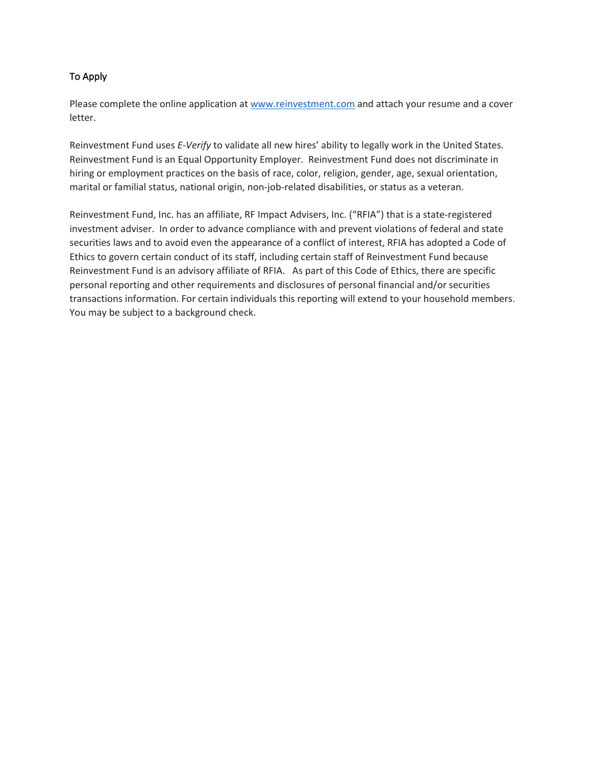## To Apply

Please complete the online application at [www.reinvestment.com](http://www.reinvestment.com) and attach your resume and a cover letter.

Reinvestment Fund uses *E-Verify* to validate all new hires' ability to legally work in the United States. Reinvestment Fund is an Equal Opportunity Employer. Reinvestment Fund does not discriminate in hiring or employment practices on the basis of race, color, religion, gender, age, sexual orientation, marital or familial status, national origin, non-job-related disabilities, or status as a veteran.

Reinvestment Fund, Inc. has an affiliate, RF Impact Advisers, Inc. ("RFIA") that is a state-registered investment adviser. In order to advance compliance with and prevent violations of federal and state securities laws and to avoid even the appearance of a conflict of interest, RFIA has adopted a Code of Ethics to govern certain conduct of its staff, including certain staff of Reinvestment Fund because Reinvestment Fund is an advisory affiliate of RFIA. As part of this Code of Ethics, there are specific personal reporting and other requirements and disclosures of personal financial and/or securities transactions information. For certain individuals this reporting will extend to your household members. You may be subject to a background check.